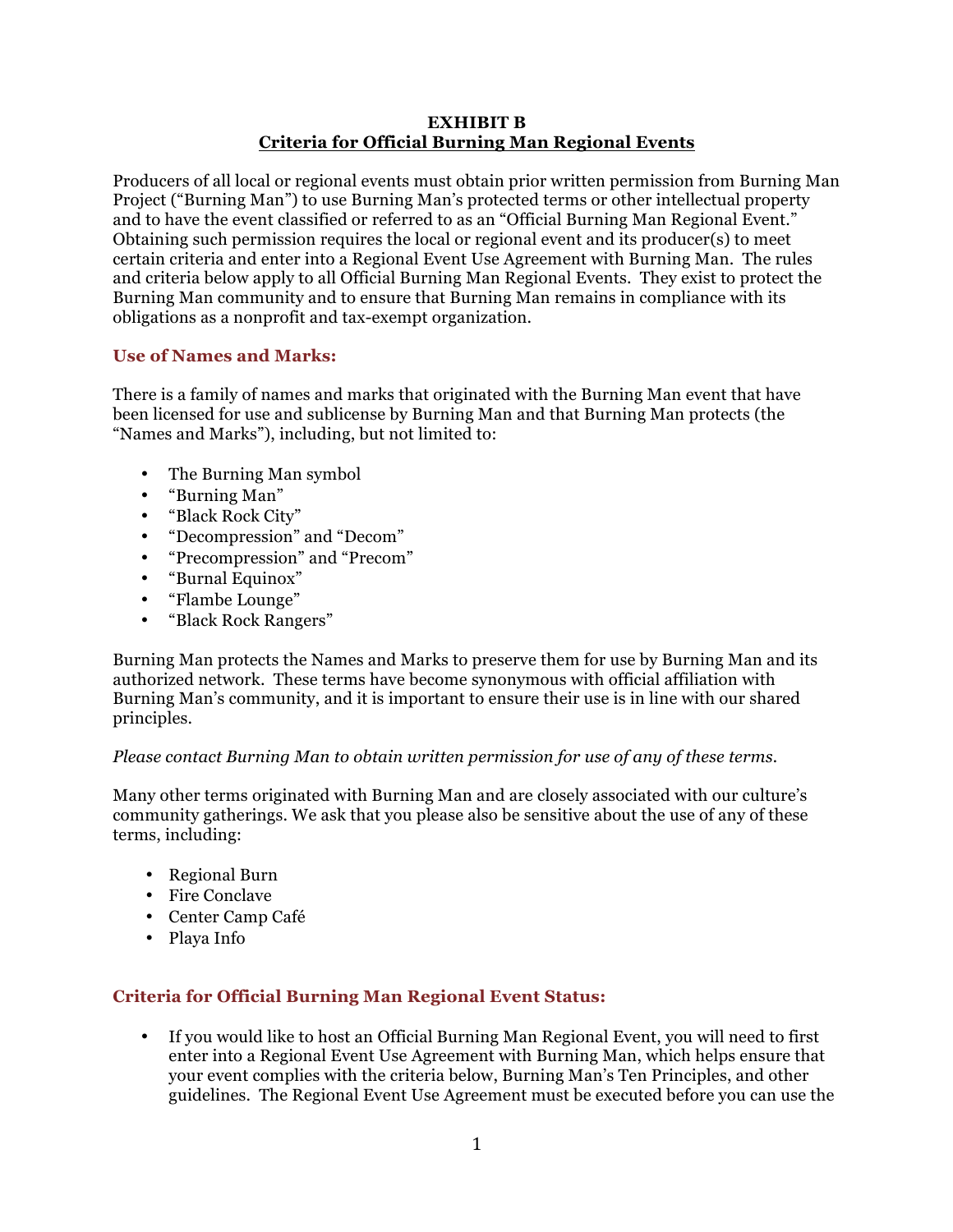**EXHIBIT B**
**Criteria for Official Burning Man Regional Events**

Producers of all local or regional events must obtain prior written permission from Burning Man Project ("Burning Man") to use Burning Man's protected terms or other intellectual property and to have the event classified or referred to as an "Official Burning Man Regional Event." Obtaining such permission requires the local or regional event and its producer(s) to meet certain criteria and enter into a Regional Event Use Agreement with Burning Man. The rules and criteria below apply to all Official Burning Man Regional Events. They exist to protect the Burning Man community and to ensure that Burning Man remains in compliance with its obligations as a nonprofit and tax-exempt organization.

## Use of Names and Marks:

There is a family of names and marks that originated with the Burning Man event that have been licensed for use and sublicense by Burning Man and that Burning Man protects (the "Names and Marks"), including, but not limited to:

- The Burning Man symbol
- "Burning Man"
- "Black Rock City"
- "Decompression" and "Decom"
- "Precompression" and "Precom"
- "Burnal Equinox"
- "Flambe Lounge"
- "Black Rock Rangers"

Burning Man protects the Names and Marks to preserve them for use by Burning Man and its authorized network. These terms have become synonymous with official affiliation with Burning Man's community, and it is important to ensure their use is in line with our shared principles.

*Please contact Burning Man to obtain written permission for use of any of these terms.*

Many other terms originated with Burning Man and are closely associated with our culture's community gatherings. We ask that you please also be sensitive about the use of any of these terms, including:

- Regional Burn
- Fire Conclave
- Center Camp Café
- Playa Info

## Criteria for Official Burning Man Regional Event Status:

- If you would like to host an Official Burning Man Regional Event, you will need to first enter into a Regional Event Use Agreement with Burning Man, which helps ensure that your event complies with the criteria below, Burning Man's Ten Principles, and other guidelines. The Regional Event Use Agreement must be executed before you can use the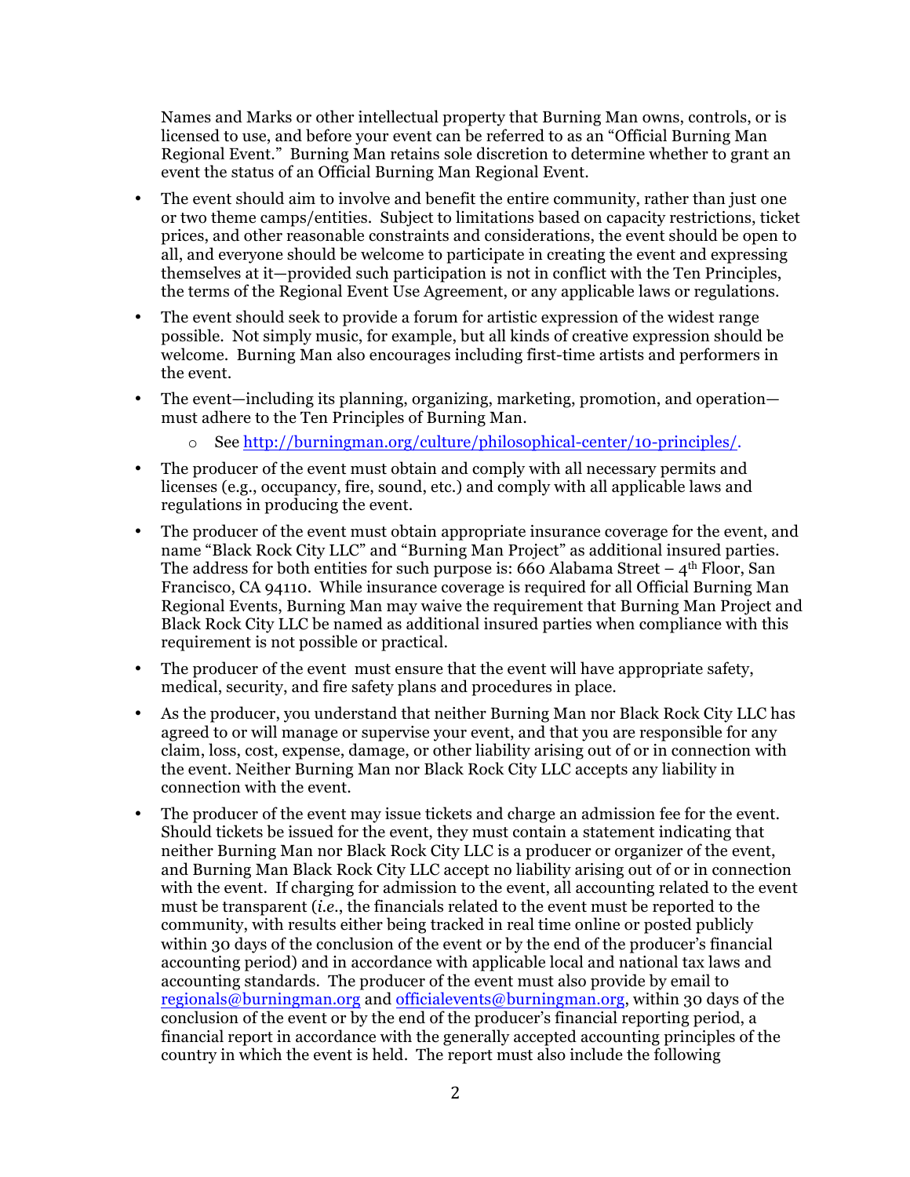Names and Marks or other intellectual property that Burning Man owns, controls, or is licensed to use, and before your event can be referred to as an "Official Burning Man Regional Event." Burning Man retains sole discretion to determine whether to grant an event the status of an Official Burning Man Regional Event.

- The event should aim to involve and benefit the entire community, rather than just one or two theme camps/entities. Subject to limitations based on capacity restrictions, ticket prices, and other reasonable constraints and considerations, the event should be open to all, and everyone should be welcome to participate in creating the event and expressing themselves at it—provided such participation is not in conflict with the Ten Principles, the terms of the Regional Event Use Agreement, or any applicable laws or regulations.
- The event should seek to provide a forum for artistic expression of the widest range possible. Not simply music, for example, but all kinds of creative expression should be welcome. Burning Man also encourages including first-time artists and performers in the event.
- The event—including its planning, organizing, marketing, promotion, and operation—must adhere to the Ten Principles of Burning Man.
    - See [http://burningman.org/culture/philosophical-center/10-principles/](http://burningman.org/culture/philosophical-center/10-principles/).
- The producer of the event must obtain and comply with all necessary permits and licenses (e.g., occupancy, fire, sound, etc.) and comply with all applicable laws and regulations in producing the event.
- The producer of the event must obtain appropriate insurance coverage for the event, and name "Black Rock City LLC" and "Burning Man Project" as additional insured parties. The address for both entities for such purpose is: 660 Alabama Street – 4th Floor, San Francisco, CA 94110. While insurance coverage is required for all Official Burning Man Regional Events, Burning Man may waive the requirement that Burning Man Project and Black Rock City LLC be named as additional insured parties when compliance with this requirement is not possible or practical.
- The producer of the event must ensure that the event will have appropriate safety, medical, security, and fire safety plans and procedures in place.
- As the producer, you understand that neither Burning Man nor Black Rock City LLC has agreed to or will manage or supervise your event, and that you are responsible for any claim, loss, cost, expense, damage, or other liability arising out of or in connection with the event. Neither Burning Man nor Black Rock City LLC accepts any liability in connection with the event.
- The producer of the event may issue tickets and charge an admission fee for the event. Should tickets be issued for the event, they must contain a statement indicating that neither Burning Man nor Black Rock City LLC is a producer or organizer of the event, and Burning Man Black Rock City LLC accept no liability arising out of or in connection with the event. If charging for admission to the event, all accounting related to the event must be transparent (*i.e.*, the financials related to the event must be reported to the community, with results either being tracked in real time online or posted publicly within 30 days of the conclusion of the event or by the end of the producer's financial accounting period) and in accordance with applicable local and national tax laws and accounting standards. The producer of the event must also provide by email to [regionals@burningman.org](mailto:regionals@burningman.org) and [officialevents@burningman.org](mailto:officialevents@burningman.org), within 30 days of the conclusion of the event or by the end of the producer's financial reporting period, a financial report in accordance with the generally accepted accounting principles of the country in which the event is held. The report must also include the following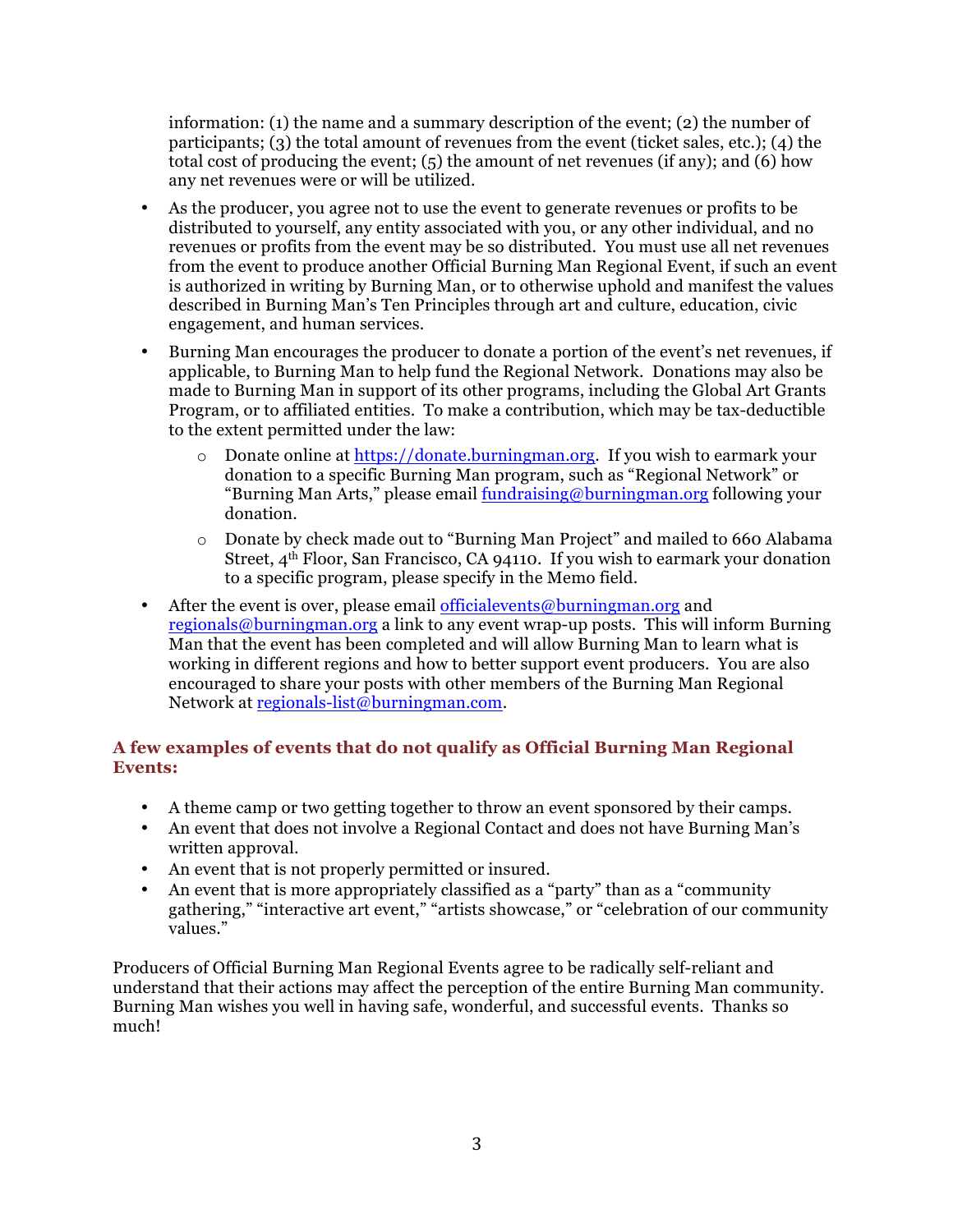information: (1) the name and a summary description of the event; (2) the number of participants; (3) the total amount of revenues from the event (ticket sales, etc.); (4) the total cost of producing the event; (5) the amount of net revenues (if any); and (6) how any net revenues were or will be utilized.

- As the producer, you agree not to use the event to generate revenues or profits to be distributed to yourself, any entity associated with you, or any other individual, and no revenues or profits from the event may be so distributed. You must use all net revenues from the event to produce another Official Burning Man Regional Event, if such an event is authorized in writing by Burning Man, or to otherwise uphold and manifest the values described in Burning Man's Ten Principles through art and culture, education, civic engagement, and human services.
- Burning Man encourages the producer to donate a portion of the event's net revenues, if applicable, to Burning Man to help fund the Regional Network. Donations may also be made to Burning Man in support of its other programs, including the Global Art Grants Program, or to affiliated entities. To make a contribution, which may be tax-deductible to the extent permitted under the law:
  - Donate online at https://donate.burningman.org. If you wish to earmark your donation to a specific Burning Man program, such as "Regional Network" or "Burning Man Arts," please email fundraising@burningman.org following your donation.
  - Donate by check made out to "Burning Man Project" and mailed to 660 Alabama Street, 4th Floor, San Francisco, CA 94110. If you wish to earmark your donation to a specific program, please specify in the Memo field.
- After the event is over, please email officialevents@burningman.org and regionals@burningman.org a link to any event wrap-up posts. This will inform Burning Man that the event has been completed and will allow Burning Man to learn what is working in different regions and how to better support event producers. You are also encouraged to share your posts with other members of the Burning Man Regional Network at regionals-list@burningman.com.

### A few examples of events that do not qualify as Official Burning Man Regional Events:

- A theme camp or two getting together to throw an event sponsored by their camps.
- An event that does not involve a Regional Contact and does not have Burning Man's written approval.
- An event that is not properly permitted or insured.
- An event that is more appropriately classified as a "party" than as a "community gathering," "interactive art event," "artists showcase," or "celebration of our community values."

Producers of Official Burning Man Regional Events agree to be radically self-reliant and understand that their actions may affect the perception of the entire Burning Man community. Burning Man wishes you well in having safe, wonderful, and successful events. Thanks so much!